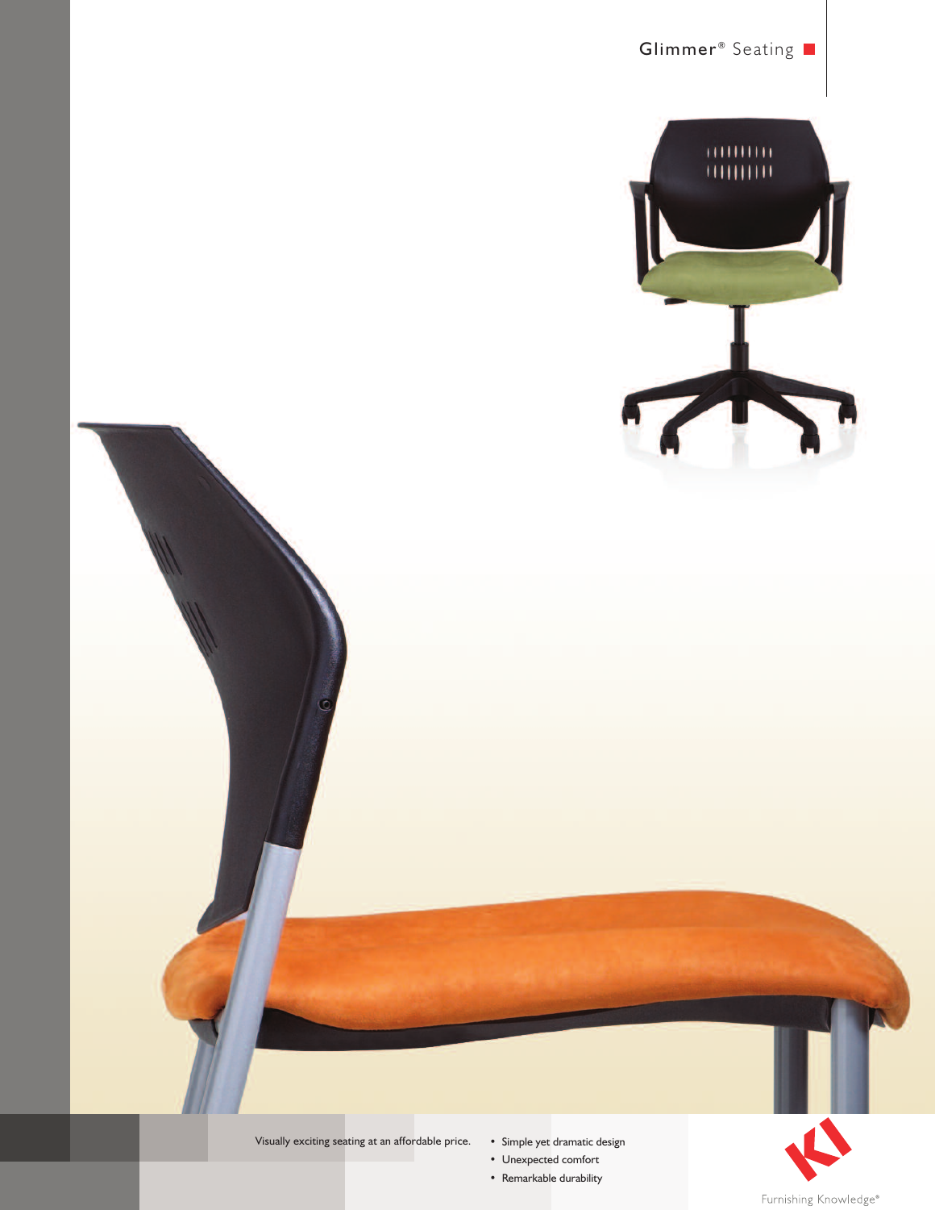# Glimmer® Seating

Visually exciting seating at an affordable price.

- Simple yet dramatic design
- Unexpected comfort
- Remarkable durability

KI

Furnishing Knowledge®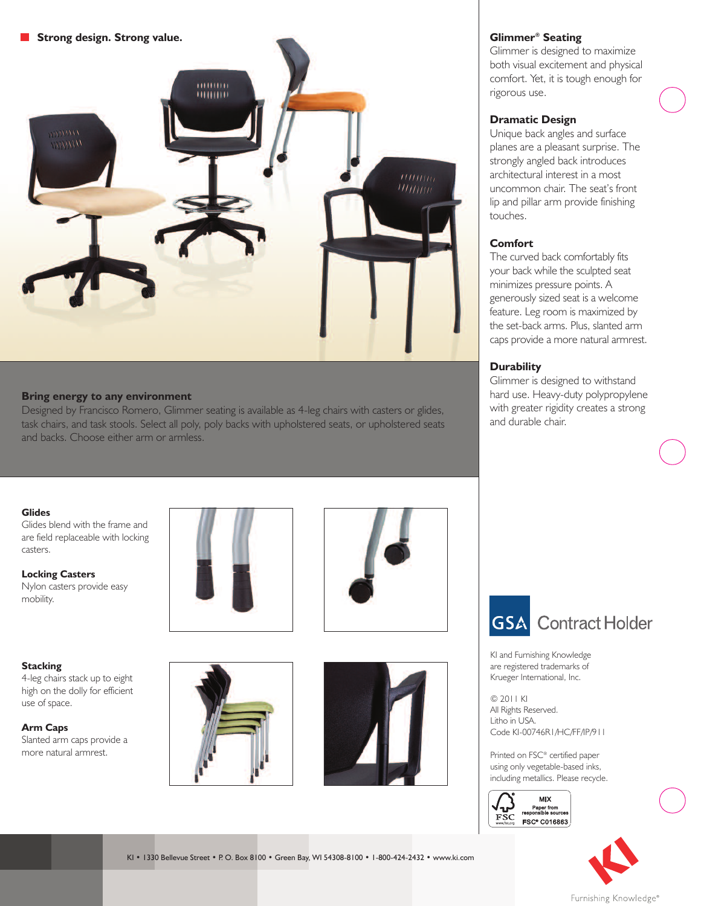## Strong design. Strong value.

### Bring energy to any environment

Designed by Francisco Romero, Glimmer seating is available as 4-leg chairs with casters or glides, task chairs, and task stools. Select all poly, poly backs with upholstered seats, or upholstered seats and backs. Choose either arm or armless.

**Glides**
Glides blend with the frame and are field replaceable with locking casters.

**Locking Casters**
Nylon casters provide easy mobility.

**Stacking**
4-leg chairs stack up to eight high on the dolly for efficient use of space.

**Arm Caps**
Slanted arm caps provide a more natural armrest.

### Glimmer® Seating

Glimmer is designed to maximize both visual excitement and physical comfort. Yet, it is tough enough for rigorous use.

**Dramatic Design**
Unique back angles and surface planes are a pleasant surprise. The strongly angled back introduces architectural interest in a most uncommon chair. The seat's front lip and pillar arm provide finishing touches.

**Comfort**
The curved back comfortably fits your back while the sculpted seat minimizes pressure points. A generously sized seat is a welcome feature. Leg room is maximized by the set-back arms. Plus, slanted arm caps provide a more natural armrest.

**Durability**
Glimmer is designed to withstand hard use. Heavy-duty polypropylene with greater rigidity creates a strong and durable chair.

GSA Contract Holder

KI and Furnishing Knowledge are registered trademarks of Krueger International, Inc.

© 2011 KI
All Rights Reserved.
Litho in USA.
Code KI-00746R1/HC/FF/IP/911

Printed on FSC® certified paper using only vegetable-based inks, including metallics. Please recycle.

FSC MIX Paper from responsible sources FSC® C016863

KI • 1330 Bellevue Street • P. O. Box 8100 • Green Bay, WI 54308-8100 • 1-800-424-2432 • www.ki.com

KI Furnishing Knowledge®